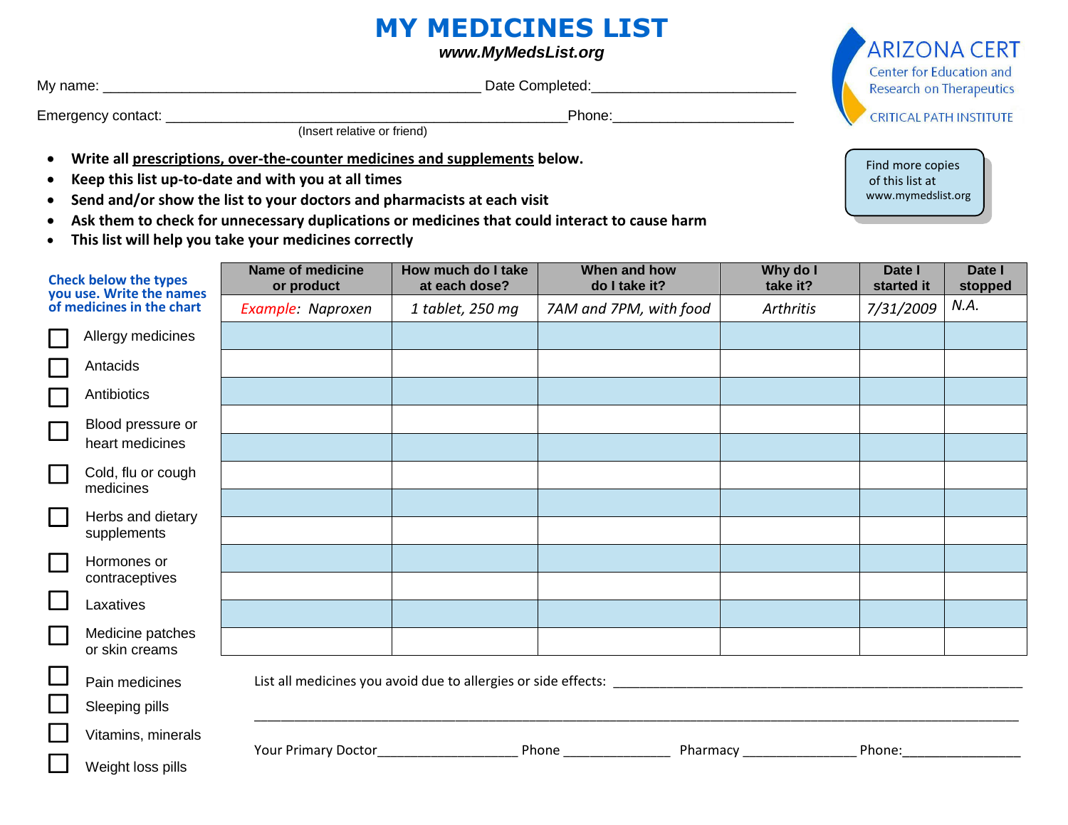# MY MEDICINES LIST

***www.MyMedsList.org***

ARIZONA CERT
Center for Education and Research on Therapeutics
CRITICAL PATH INSTITUTE

My name: ________________________________________________ Date Completed:_________________________

Emergency contact: ___________________________________________________Phone:_______________________
(Insert relative or friend)

- **Write all prescriptions, over-the-counter medicines and supplements below.**
- **Keep this list up-to-date and with you at all times**
- **Send and/or show the list to your doctors and pharmacists at each visit**
- **Ask them to check for unnecessary duplications or medicines that could interact to cause harm**
- **This list will help you take your medicines correctly**

Find more copies of this list at www.mymedslist.org

**Check below the types you use. Write the names of medicines in the chart**

- ☐ Allergy medicines
- ☐ Antacids
- ☐ Antibiotics
- ☐ Blood pressure or heart medicines
- ☐ Cold, flu or cough medicines
- ☐ Herbs and dietary supplements
- ☐ Hormones or contraceptives
- ☐ Laxatives
- ☐ Medicine patches or skin creams
- ☐ Pain medicines
- ☐ Sleeping pills
- ☐ Vitamins, minerals
- ☐ Weight loss pills

| Name of medicine or product | How much do I take at each dose? | When and how do I take it? | Why do I take it? | Date I started it | Date I stopped |
|---|---|---|---|---|---|
| *Example: Naproxen* | *1 tablet, 250 mg* | *7AM and 7PM, with food* | *Arthritis* | *7/31/2009* | *N.A.* |
| | | | | | |
| | | | | | |
| | | | | | |
| | | | | | |
| | | | | | |
| | | | | | |
| | | | | | |
| | | | | | |
| | | | | | |
| | | | | | |
| | | | | | |
| | | | | | |

List all medicines you avoid due to allergies or side effects: ____________________________________________

______________________________________________________________________________________

Your Primary Doctor___________________ Phone ______________ Pharmacy _______________ Phone:________________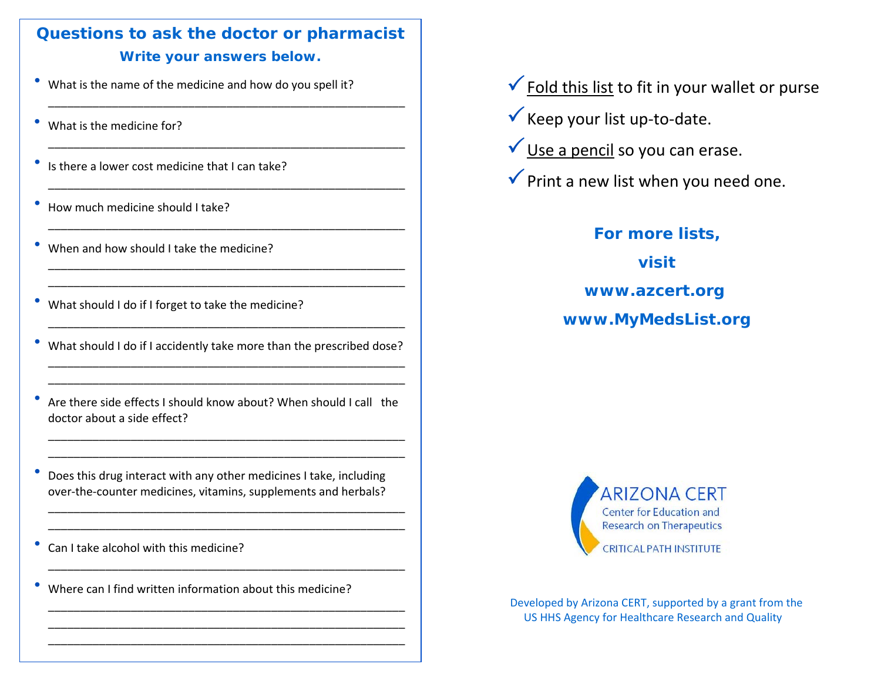## Questions to ask the doctor or pharmacist

### Write your answers below.

- What is the name of the medicine and how do you spell it?

  ___________________________________________________________

- What is the medicine for?

  ___________________________________________________________

- Is there a lower cost medicine that I can take?

  ___________________________________________________________

- How much medicine should I take?

  ___________________________________________________________

- When and how should I take the medicine?

  ___________________________________________________________
  ___________________________________________________________

- What should I do if I forget to take the medicine?

  ___________________________________________________________

- What should I do if I accidently take more than the prescribed dose?

  ___________________________________________________________
  ___________________________________________________________

- Are there side effects I should know about? When should I call the doctor about a side effect?

  ___________________________________________________________
  ___________________________________________________________

- Does this drug interact with any other medicines I take, including over-the-counter medicines, vitamins, supplements and herbals?

  ___________________________________________________________
  ___________________________________________________________

- Can I take alcohol with this medicine?

  ___________________________________________________________

- Where can I find written information about this medicine?

  ___________________________________________________________
  ___________________________________________________________
  ___________________________________________________________

✓ Fold this list to fit in your wallet or purse

✓ Keep your list up-to-date.

✓ Use a pencil so you can erase.

✓ Print a new list when you need one.

**For more lists,**

**visit**

**www.azcert.org**

**www.MyMedsList.org**

ARIZONA CERT
Center for Education and Research on Therapeutics
CRITICAL PATH INSTITUTE

Developed by Arizona CERT, supported by a grant from the US HHS Agency for Healthcare Research and Quality